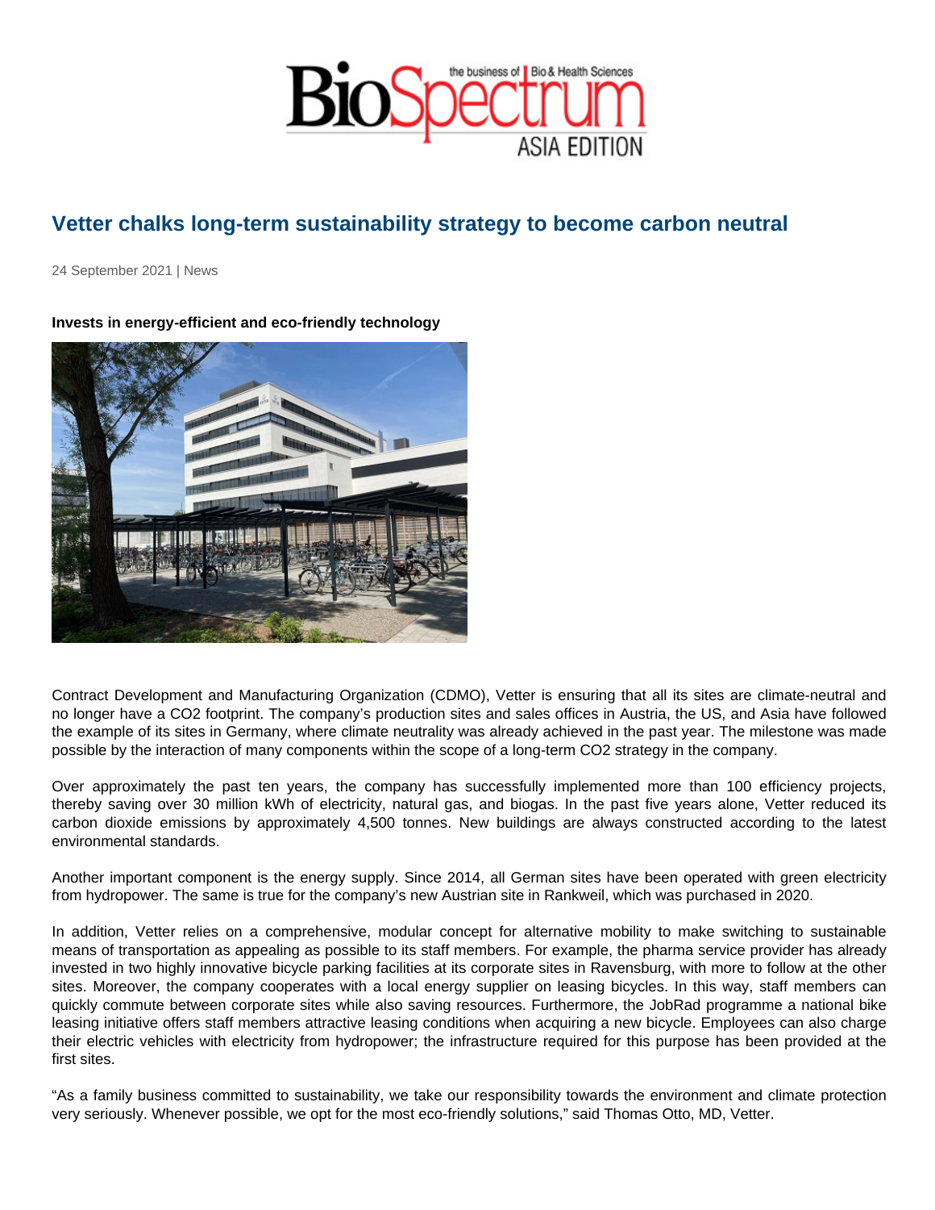# Vetter chalks long-term sustainability strategy to become carbon neutral

24 September 2021 | News

**Invests in energy-efficient and eco-friendly technology**

Contract Development and Manufacturing Organization (CDMO), Vetter is ensuring that all its sites are climate-neutral and no longer have a CO2 footprint. The company's production sites and sales offices in Austria, the US, and Asia have followed the example of its sites in Germany, where climate neutrality was already achieved in the past year. The milestone was made possible by the interaction of many components within the scope of a long-term CO2 strategy in the company.

Over approximately the past ten years, the company has successfully implemented more than 100 efficiency projects, thereby saving over 30 million kWh of electricity, natural gas, and biogas. In the past five years alone, Vetter reduced its carbon dioxide emissions by approximately 4,500 tonnes. New buildings are always constructed according to the latest environmental standards.

Another important component is the energy supply. Since 2014, all German sites have been operated with green electricity from hydropower. The same is true for the company's new Austrian site in Rankweil, which was purchased in 2020.

In addition, Vetter relies on a comprehensive, modular concept for alternative mobility to make switching to sustainable means of transportation as appealing as possible to its staff members. For example, the pharma service provider has already invested in two highly innovative bicycle parking facilities at its corporate sites in Ravensburg, with more to follow at the other sites. Moreover, the company cooperates with a local energy supplier on leasing bicycles. In this way, staff members can quickly commute between corporate sites while also saving resources. Furthermore, the JobRad programme a national bike leasing initiative offers staff members attractive leasing conditions when acquiring a new bicycle. Employees can also charge their electric vehicles with electricity from hydropower; the infrastructure required for this purpose has been provided at the first sites.

"As a family business committed to sustainability, we take our responsibility towards the environment and climate protection very seriously. Whenever possible, we opt for the most eco-friendly solutions," said Thomas Otto, MD, Vetter.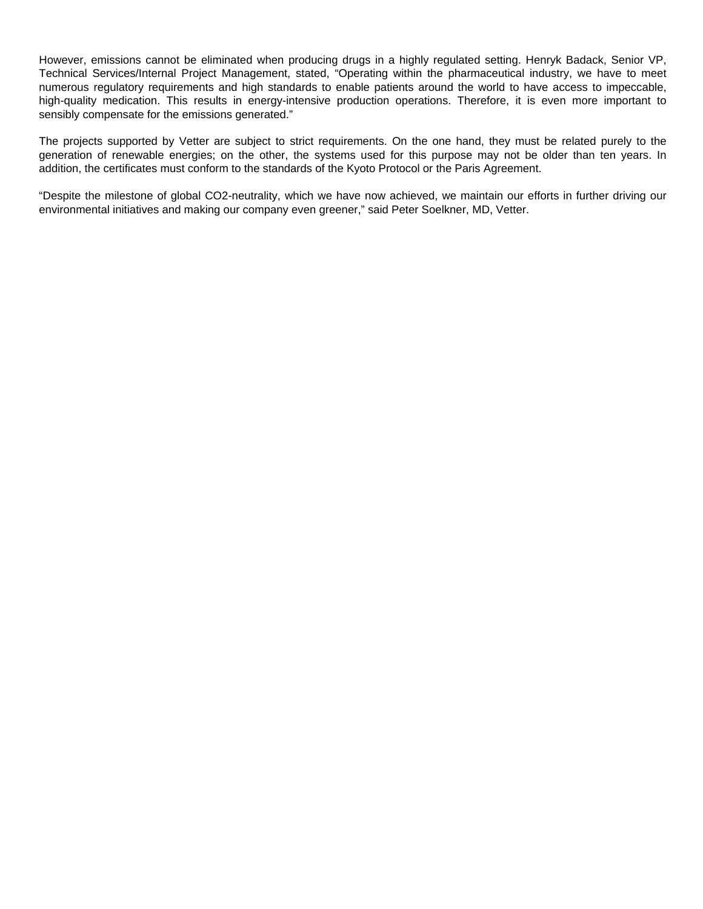However, emissions cannot be eliminated when producing drugs in a highly regulated setting. Henryk Badack, Senior VP, Technical Services/Internal Project Management, stated, “Operating within the pharmaceutical industry, we have to meet numerous regulatory requirements and high standards to enable patients around the world to have access to impeccable, high-quality medication. This results in energy-intensive production operations. Therefore, it is even more important to sensibly compensate for the emissions generated.”

The projects supported by Vetter are subject to strict requirements. On the one hand, they must be related purely to the generation of renewable energies; on the other, the systems used for this purpose may not be older than ten years. In addition, the certificates must conform to the standards of the Kyoto Protocol or the Paris Agreement.

“Despite the milestone of global $CO_2$-neutrality, which we have now achieved, we maintain our efforts in further driving our environmental initiatives and making our company even greener,” said Peter Soelkner, MD, Vetter.